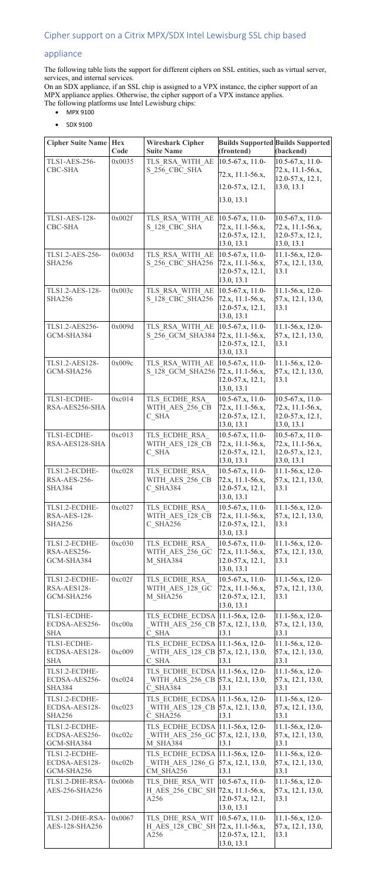## Cipher support on a Citrix MPX/SDX Intel Lewisburg SSL chip based appliance

The following table lists the support for different ciphers on SSL entities, such as virtual server, services, and internal services.

On an SDX appliance, if an SSL chip is assigned to a VPX instance, the cipher support of an MPX appliance applies. Otherwise, the cipher support of a VPX instance applies.

The following platforms use Intel Lewisburg chips:

- MPX 9100
- SDX 9100

| Cipher Suite Name | Hex Code | Wireshark Cipher Suite Name | Builds Supported (frontend) | Builds Supported (backend) |
|---|---|---|---|---|
| TLS1-AES-256-CBC-SHA | 0x0035 | TLS_RSA_WITH_AES_256_CBC_SHA | 10.5-67.x, 11.0-72.x, 11.1-56.x, 12.0-57.x, 12.1, 13.0, 13.1 | 10.5-67.x, 11.0-72.x, 11.1-56.x, 12.0-57.x, 12.1, 13.0, 13.1 |
| TLS1-AES-128-CBC-SHA | 0x002f | TLS_RSA_WITH_AES_128_CBC_SHA | 10.5-67.x, 11.0-72.x, 11.1-56.x, 12.0-57.x, 12.1, 13.0, 13.1 | 10.5-67.x, 11.0-72.x, 11.1-56.x, 12.0-57.x, 12.1, 13.0, 13.1 |
| TLS1.2-AES-256-SHA256 | 0x003d | TLS_RSA_WITH_AES_256_CBC_SHA256 | 10.5-67.x, 11.0-72.x, 11.1-56.x, 12.0-57.x, 12.1, 13.0, 13.1 | 11.1-56.x, 12.0-57.x, 12.1, 13.0, 13.1 |
| TLS1.2-AES-128-SHA256 | 0x003c | TLS_RSA_WITH_AES_128_CBC_SHA256 | 10.5-67.x, 11.0-72.x, 11.1-56.x, 12.0-57.x, 12.1, 13.0, 13.1 | 11.1-56.x, 12.0-57.x, 12.1, 13.0, 13.1 |
| TLS1.2-AES256-GCM-SHA384 | 0x009d | TLS_RSA_WITH_AES_256_GCM_SHA384 | 10.5-67.x, 11.0-72.x, 11.1-56.x, 12.0-57.x, 12.1, 13.0, 13.1 | 11.1-56.x, 12.0-57.x, 12.1, 13.0, 13.1 |
| TLS1.2-AES128-GCM-SHA256 | 0x009c | TLS_RSA_WITH_AES_128_GCM_SHA256 | 10.5-67.x, 11.0-72.x, 11.1-56.x, 12.0-57.x, 12.1, 13.0, 13.1 | 11.1-56.x, 12.0-57.x, 12.1, 13.0, 13.1 |
| TLS1-ECDHE-RSA-AES256-SHA | 0xc014 | TLS_ECDHE_RSA_WITH_AES_256_CBC_SHA | 10.5-67.x, 11.0-72.x, 11.1-56.x, 12.0-57.x, 12.1, 13.0, 13.1 | 10.5-67.x, 11.0-72.x, 11.1-56.x, 12.0-57.x, 12.1, 13.0, 13.1 |
| TLS1-ECDHE-RSA-AES128-SHA | 0xc013 | TLS_ECDHE_RSA_WITH_AES_128_CBC_SHA | 10.5-67.x, 11.0-72.x, 11.1-56.x, 12.0-57.x, 12.1, 13.0, 13.1 | 10.5-67.x, 11.0-72.x, 11.1-56.x, 12.0-57.x, 12.1, 13.0, 13.1 |
| TLS1.2-ECDHE-RSA-AES-256-SHA384 | 0xc028 | TLS_ECDHE_RSA_WITH_AES_256_CBC_SHA384 | 10.5-67.x, 11.0-72.x, 11.1-56.x, 12.0-57.x, 12.1, 13.0, 13.1 | 11.1-56.x, 12.0-57.x, 12.1, 13.0, 13.1 |
| TLS1.2-ECDHE-RSA-AES-128-SHA256 | 0xc027 | TLS_ECDHE_RSA_WITH_AES_128_CBC_SHA256 | 10.5-67.x, 11.0-72.x, 11.1-56.x, 12.0-57.x, 12.1, 13.0, 13.1 | 11.1-56.x, 12.0-57.x, 12.1, 13.0, 13.1 |
| TLS1.2-ECDHE-RSA-AES256-GCM-SHA384 | 0xc030 | TLS_ECDHE_RSA_WITH_AES_256_GCM_SHA384 | 10.5-67.x, 11.0-72.x, 11.1-56.x, 12.0-57.x, 12.1, 13.0, 13.1 | 11.1-56.x, 12.0-57.x, 12.1, 13.0, 13.1 |
| TLS1.2-ECDHE-RSA-AES128-GCM-SHA256 | 0xc02f | TLS_ECDHE_RSA_WITH_AES_128_GCM_SHA256 | 10.5-67.x, 11.0-72.x, 11.1-56.x, 12.0-57.x, 12.1, 13.0, 13.1 | 11.1-56.x, 12.0-57.x, 12.1, 13.0, 13.1 |
| TLS1-ECDHE-ECDSA-AES256-SHA | 0xc00a | TLS_ECDHE_ECDSA_WITH_AES_256_CBC_SHA | 11.1-56.x, 12.0-57.x, 12.1, 13.0, 13.1 | 11.1-56.x, 12.0-57.x, 12.1, 13.0, 13.1 |
| TLS1-ECDHE-ECDSA-AES128-SHA | 0xc009 | TLS_ECDHE_ECDSA_WITH_AES_128_CBC_SHA | 11.1-56.x, 12.0-57.x, 12.1, 13.0, 13.1 | 11.1-56.x, 12.0-57.x, 12.1, 13.0, 13.1 |
| TLS1.2-ECDHE-ECDSA-AES256-SHA384 | 0xc024 | TLS_ECDHE_ECDSA_WITH_AES_256_CBC_SHA384 | 11.1-56.x, 12.0-57.x, 12.1, 13.0, 13.1 | 11.1-56.x, 12.0-57.x, 12.1, 13.0, 13.1 |
| TLS1.2-ECDHE-ECDSA-AES128-SHA256 | 0xc023 | TLS_ECDHE_ECDSA_WITH_AES_128_CBC_SHA256 | 11.1-56.x, 12.0-57.x, 12.1, 13.0, 13.1 | 11.1-56.x, 12.0-57.x, 12.1, 13.0, 13.1 |
| TLS1.2-ECDHE-ECDSA-AES256-GCM-SHA384 | 0xc02c | TLS_ECDHE_ECDSA_WITH_AES_256_GCM_SHA384 | 11.1-56.x, 12.0-57.x, 12.1, 13.0, 13.1 | 11.1-56.x, 12.0-57.x, 12.1, 13.0, 13.1 |
| TLS1.2-ECDHE-ECDSA-AES128-GCM-SHA256 | 0xc02b | TLS_ECDHE_ECDSA_WITH_AES_1286_GCM_SHA256 | 11.1-56.x, 12.0-57.x, 12.1, 13.0, 13.1 | 11.1-56.x, 12.0-57.x, 12.1, 13.0, 13.1 |
| TLS1.2-DHE-RSA-AES-256-SHA256 | 0x006b | TLS_DHE_RSA_WITH_AES_256_CBC_SHA256 | 10.5-67.x, 11.0-72.x, 11.1-56.x, 12.0-57.x, 12.1, 13.0, 13.1 | 11.1-56.x, 12.0-57.x, 12.1, 13.0, 13.1 |
| TLS1.2-DHE-RSA-AES-128-SHA256 | 0x0067 | TLS_DHE_RSA_WITH_AES_128_CBC_SHA256 | 10.5-67.x, 11.0-72.x, 11.1-56.x, 12.0-57.x, 12.1, 13.0, 13.1 | 11.1-56.x, 12.0-57.x, 12.1, 13.0, 13.1 |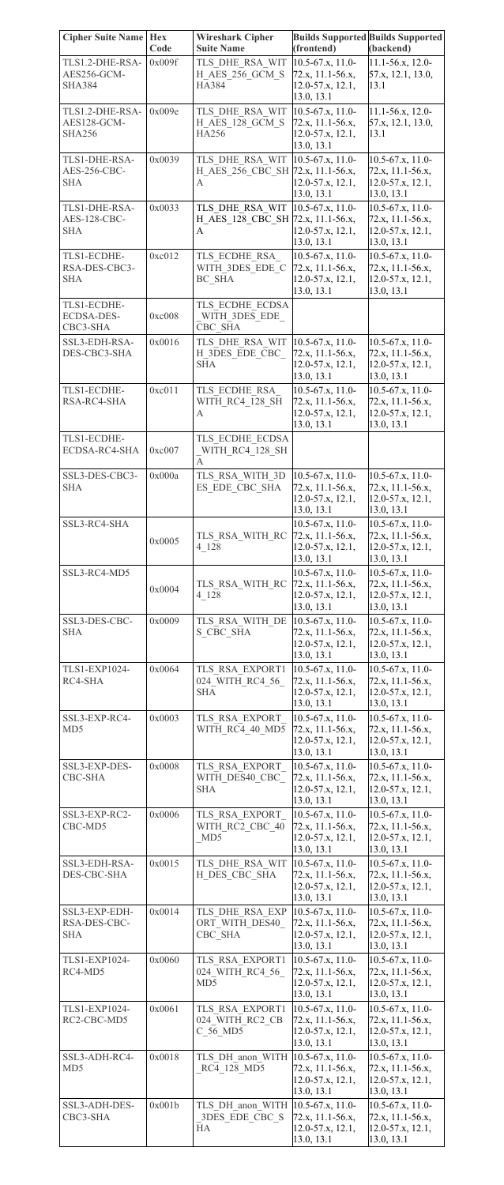| Cipher Suite Name | Hex Code | Wireshark Cipher Suite Name | Builds Supported (frontend) | Builds Supported (backend) |
| --- | --- | --- | --- | --- |
| TLS1.2-DHE-RSA-AES256-GCM-SHA384 | 0x009f | TLS_DHE_RSA_WITH_AES_256_GCM_SHA384 | 10.5-67.x, 11.0-72.x, 11.1-56.x, 12.0-57.x, 12.1, 13.0, 13.1 | 11.1-56.x, 12.0-57.x, 12.1, 13.0, 13.1 |
| TLS1.2-DHE-RSA-AES128-GCM-SHA256 | 0x009e | TLS_DHE_RSA_WITH_AES_128_GCM_SHA256 | 10.5-67.x, 11.0-72.x, 11.1-56.x, 12.0-57.x, 12.1, 13.0, 13.1 | 11.1-56.x, 12.0-57.x, 12.1, 13.0, 13.1 |
| TLS1-DHE-RSA-AES-256-CBC-SHA | 0x0039 | TLS_DHE_RSA_WITH_AES_256_CBC_SHA | 10.5-67.x, 11.0-72.x, 11.1-56.x, 12.0-57.x, 12.1, 13.0, 13.1 | 10.5-67.x, 11.0-72.x, 11.1-56.x, 12.0-57.x, 12.1, 13.0, 13.1 |
| TLS1-DHE-RSA-AES-128-CBC-SHA | 0x0033 | TLS_DHE_RSA_WITH_AES_128_CBC_SHA | 10.5-67.x, 11.0-72.x, 11.1-56.x, 12.0-57.x, 12.1, 13.0, 13.1 | 10.5-67.x, 11.0-72.x, 11.1-56.x, 12.0-57.x, 12.1, 13.0, 13.1 |
| TLS1-ECDHE-RSA-DES-CBC3-SHA | 0xc012 | TLS_ECDHE_RSA_WITH_3DES_EDE_CBC_SHA | 10.5-67.x, 11.0-72.x, 11.1-56.x, 12.0-57.x, 12.1, 13.0, 13.1 | 10.5-67.x, 11.0-72.x, 11.1-56.x, 12.0-57.x, 12.1, 13.0, 13.1 |
| TLS1-ECDHE-ECDSA-DES-CBC3-SHA | 0xc008 | TLS_ECDHE_ECDSA_WITH_3DES_EDE_CBC_SHA | | |
| SSL3-EDH-RSA-DES-CBC3-SHA | 0x0016 | TLS_DHE_RSA_WITH_3DES_EDE_CBC_SHA | 10.5-67.x, 11.0-72.x, 11.1-56.x, 12.0-57.x, 12.1, 13.0, 13.1 | 10.5-67.x, 11.0-72.x, 11.1-56.x, 12.0-57.x, 12.1, 13.0, 13.1 |
| TLS1-ECDHE-RSA-RC4-SHA | 0xc011 | TLS_ECDHE_RSA_WITH_RC4_128_SHA | 10.5-67.x, 11.0-72.x, 11.1-56.x, 12.0-57.x, 12.1, 13.0, 13.1 | 10.5-67.x, 11.0-72.x, 11.1-56.x, 12.0-57.x, 12.1, 13.0, 13.1 |
| TLS1-ECDHE-ECDSA-RC4-SHA | 0xc007 | TLS_ECDHE_ECDSA_WITH_RC4_128_SHA | | |
| SSL3-DES-CBC3-SHA | 0x000a | TLS_RSA_WITH_3DES_EDE_CBC_SHA | 10.5-67.x, 11.0-72.x, 11.1-56.x, 12.0-57.x, 12.1, 13.0, 13.1 | 10.5-67.x, 11.0-72.x, 11.1-56.x, 12.0-57.x, 12.1, 13.0, 13.1 |
| SSL3-RC4-SHA | 0x0005 | TLS_RSA_WITH_RC4_128 | 10.5-67.x, 11.0-72.x, 11.1-56.x, 12.0-57.x, 12.1, 13.0, 13.1 | 10.5-67.x, 11.0-72.x, 11.1-56.x, 12.0-57.x, 12.1, 13.0, 13.1 |
| SSL3-RC4-MD5 | 0x0004 | TLS_RSA_WITH_RC4_128 | 10.5-67.x, 11.0-72.x, 11.1-56.x, 12.0-57.x, 12.1, 13.0, 13.1 | 10.5-67.x, 11.0-72.x, 11.1-56.x, 12.0-57.x, 12.1, 13.0, 13.1 |
| SSL3-DES-CBC-SHA | 0x0009 | TLS_RSA_WITH_DES_CBC_SHA | 10.5-67.x, 11.0-72.x, 11.1-56.x, 12.0-57.x, 12.1, 13.0, 13.1 | 10.5-67.x, 11.0-72.x, 11.1-56.x, 12.0-57.x, 12.1, 13.0, 13.1 |
| TLS1-EXP1024-RC4-SHA | 0x0064 | TLS_RSA_EXPORT1024_WITH_RC4_56_SHA | 10.5-67.x, 11.0-72.x, 11.1-56.x, 12.0-57.x, 12.1, 13.0, 13.1 | 10.5-67.x, 11.0-72.x, 11.1-56.x, 12.0-57.x, 12.1, 13.0, 13.1 |
| SSL3-EXP-RC4-MD5 | 0x0003 | TLS_RSA_EXPORT_WITH_RC4_40_MD5 | 10.5-67.x, 11.0-72.x, 11.1-56.x, 12.0-57.x, 12.1, 13.0, 13.1 | 10.5-67.x, 11.0-72.x, 11.1-56.x, 12.0-57.x, 12.1, 13.0, 13.1 |
| SSL3-EXP-DES-CBC-SHA | 0x0008 | TLS_RSA_EXPORT_WITH_DES40_CBC_SHA | 10.5-67.x, 11.0-72.x, 11.1-56.x, 12.0-57.x, 12.1, 13.0, 13.1 | 10.5-67.x, 11.0-72.x, 11.1-56.x, 12.0-57.x, 12.1, 13.0, 13.1 |
| SSL3-EXP-RC2-CBC-MD5 | 0x0006 | TLS_RSA_EXPORT_WITH_RC2_CBC_40_MD5 | 10.5-67.x, 11.0-72.x, 11.1-56.x, 12.0-57.x, 12.1, 13.0, 13.1 | 10.5-67.x, 11.0-72.x, 11.1-56.x, 12.0-57.x, 12.1, 13.0, 13.1 |
| SSL3-EDH-RSA-DES-CBC-SHA | 0x0015 | TLS_DHE_RSA_WITH_DES_CBC_SHA | 10.5-67.x, 11.0-72.x, 11.1-56.x, 12.0-57.x, 12.1, 13.0, 13.1 | 10.5-67.x, 11.0-72.x, 11.1-56.x, 12.0-57.x, 12.1, 13.0, 13.1 |
| SSL3-EXP-EDH-RSA-DES-CBC-SHA | 0x0014 | TLS_DHE_RSA_EXPORT_WITH_DES40_CBC_SHA | 10.5-67.x, 11.0-72.x, 11.1-56.x, 12.0-57.x, 12.1, 13.0, 13.1 | 10.5-67.x, 11.0-72.x, 11.1-56.x, 12.0-57.x, 12.1, 13.0, 13.1 |
| TLS1-EXP1024-RC4-MD5 | 0x0060 | TLS_RSA_EXPORT1024_WITH_RC4_56_MD5 | 10.5-67.x, 11.0-72.x, 11.1-56.x, 12.0-57.x, 12.1, 13.0, 13.1 | 10.5-67.x, 11.0-72.x, 11.1-56.x, 12.0-57.x, 12.1, 13.0, 13.1 |
| TLS1-EXP1024-RC2-CBC-MD5 | 0x0061 | TLS_RSA_EXPORT1024_WITH_RC2_CBC_56_MD5 | 10.5-67.x, 11.0-72.x, 11.1-56.x, 12.0-57.x, 12.1, 13.0, 13.1 | 10.5-67.x, 11.0-72.x, 11.1-56.x, 12.0-57.x, 12.1, 13.0, 13.1 |
| SSL3-ADH-RC4-MD5 | 0x0018 | TLS_DH_anon_WITH_RC4_128_MD5 | 10.5-67.x, 11.0-72.x, 11.1-56.x, 12.0-57.x, 12.1, 13.0, 13.1 | 10.5-67.x, 11.0-72.x, 11.1-56.x, 12.0-57.x, 12.1, 13.0, 13.1 |
| SSL3-ADH-DES-CBC3-SHA | 0x001b | TLS_DH_anon_WITH_3DES_EDE_CBC_SHA | 10.5-67.x, 11.0-72.x, 11.1-56.x, 12.0-57.x, 12.1, 13.0, 13.1 | 10.5-67.x, 11.0-72.x, 11.1-56.x, 12.0-57.x, 12.1, 13.0, 13.1 |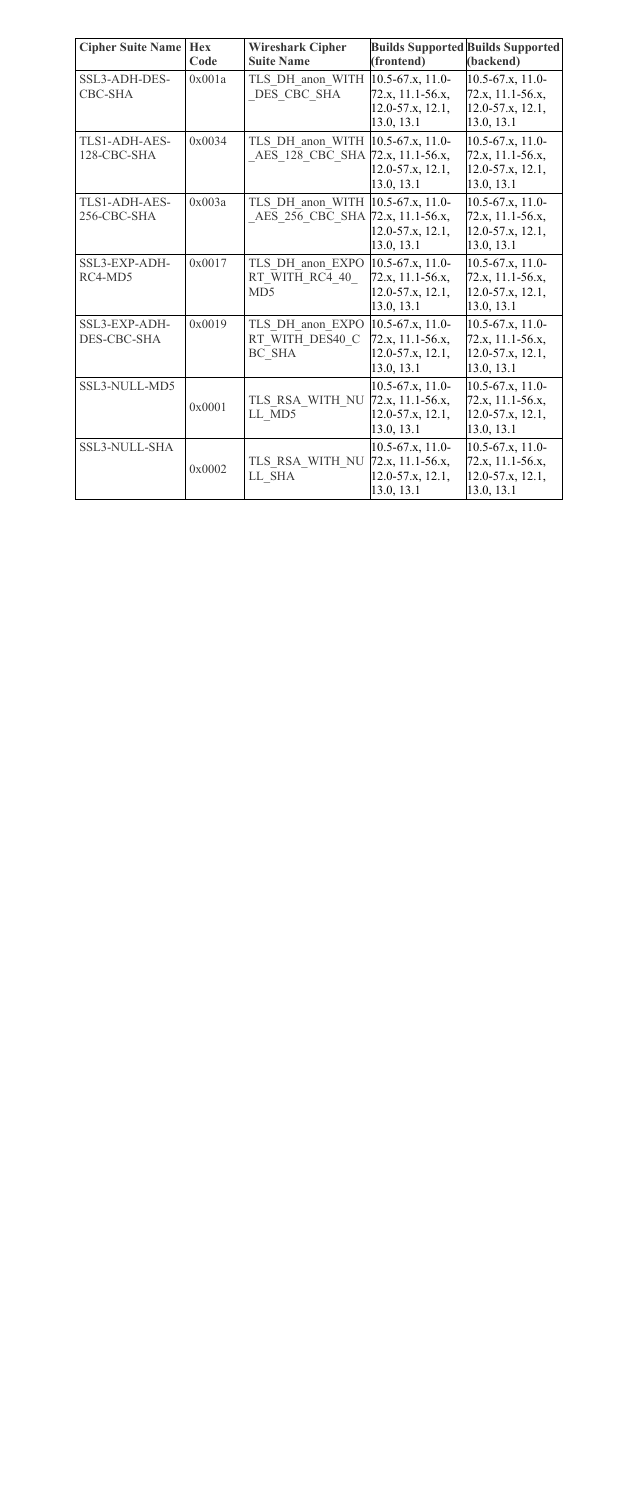| Cipher Suite Name | Hex Code | Wireshark Cipher Suite Name | Builds Supported (frontend) | Builds Supported (backend) |
|---|---|---|---|---|
| SSL3-ADH-DES-CBC-SHA | 0x001a | TLS_DH_anon_WITH_DES_CBC_SHA | 10.5-67.x, 11.0-72.x, 11.1-56.x, 12.0-57.x, 12.1, 13.0, 13.1 | 10.5-67.x, 11.0-72.x, 11.1-56.x, 12.0-57.x, 12.1, 13.0, 13.1 |
| TLS1-ADH-AES-128-CBC-SHA | 0x0034 | TLS_DH_anon_WITH_AES_128_CBC_SHA | 10.5-67.x, 11.0-72.x, 11.1-56.x, 12.0-57.x, 12.1, 13.0, 13.1 | 10.5-67.x, 11.0-72.x, 11.1-56.x, 12.0-57.x, 12.1, 13.0, 13.1 |
| TLS1-ADH-AES-256-CBC-SHA | 0x003a | TLS_DH_anon_WITH_AES_256_CBC_SHA | 10.5-67.x, 11.0-72.x, 11.1-56.x, 12.0-57.x, 12.1, 13.0, 13.1 | 10.5-67.x, 11.0-72.x, 11.1-56.x, 12.0-57.x, 12.1, 13.0, 13.1 |
| SSL3-EXP-ADH-RC4-MD5 | 0x0017 | TLS_DH_anon_EXPORT_WITH_RC4_40_MD5 | 10.5-67.x, 11.0-72.x, 11.1-56.x, 12.0-57.x, 12.1, 13.0, 13.1 | 10.5-67.x, 11.0-72.x, 11.1-56.x, 12.0-57.x, 12.1, 13.0, 13.1 |
| SSL3-EXP-ADH-DES-CBC-SHA | 0x0019 | TLS_DH_anon_EXPORT_WITH_DES40_CBC_SHA | 10.5-67.x, 11.0-72.x, 11.1-56.x, 12.0-57.x, 12.1, 13.0, 13.1 | 10.5-67.x, 11.0-72.x, 11.1-56.x, 12.0-57.x, 12.1, 13.0, 13.1 |
| SSL3-NULL-MD5 | 0x0001 | TLS_RSA_WITH_NULL_MD5 | 10.5-67.x, 11.0-72.x, 11.1-56.x, 12.0-57.x, 12.1, 13.0, 13.1 | 10.5-67.x, 11.0-72.x, 11.1-56.x, 12.0-57.x, 12.1, 13.0, 13.1 |
| SSL3-NULL-SHA | 0x0002 | TLS_RSA_WITH_NULL_SHA | 10.5-67.x, 11.0-72.x, 11.1-56.x, 12.0-57.x, 12.1, 13.0, 13.1 | 10.5-67.x, 11.0-72.x, 11.1-56.x, 12.0-57.x, 12.1, 13.0, 13.1 |